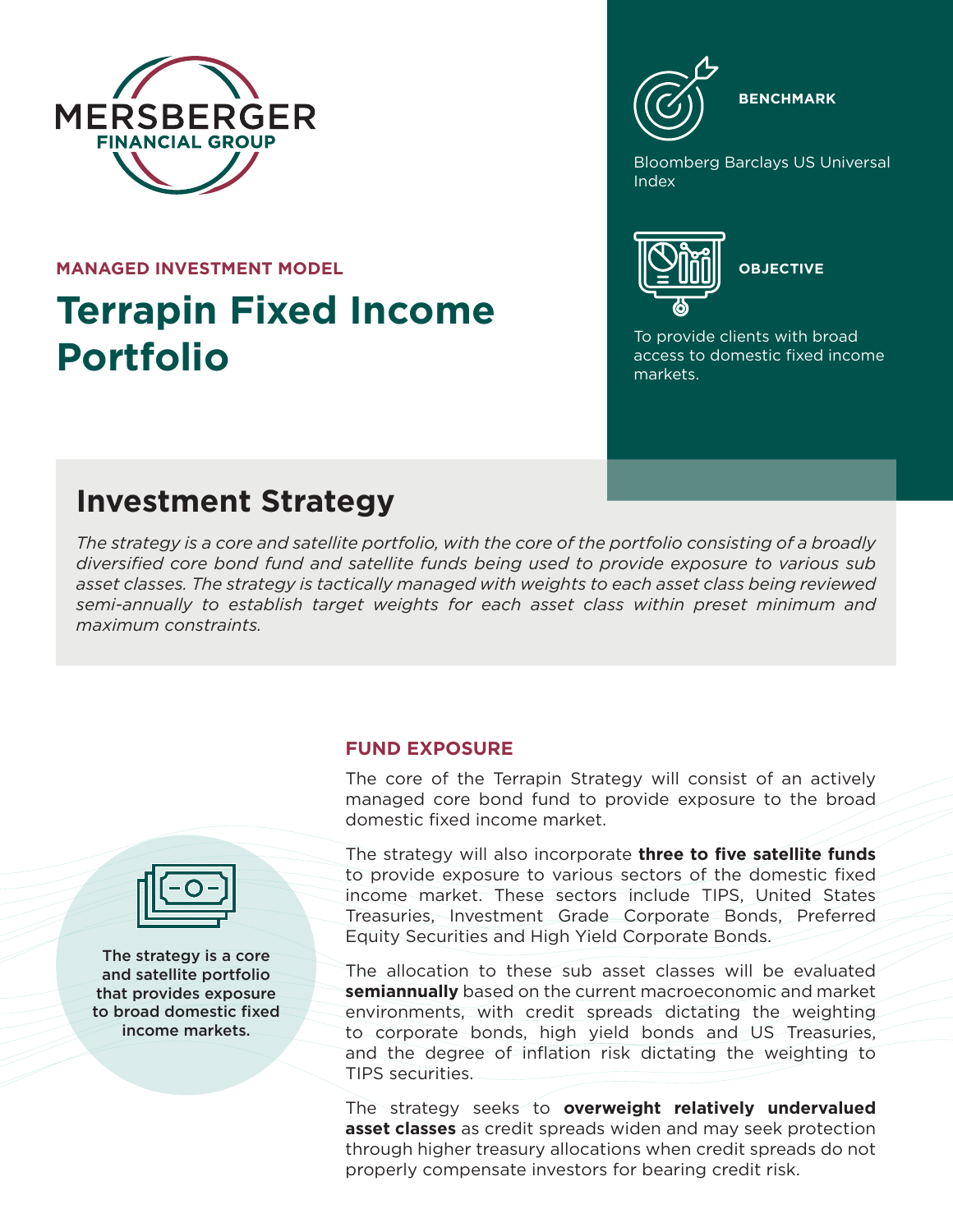MERSBERGER FINANCIAL GROUP

MANAGED INVESTMENT MODEL

# Terrapin Fixed Income Portfolio

**BENCHMARK**

Bloomberg Barclays US Universal Index

**OBJECTIVE**

To provide clients with broad access to domestic fixed income markets.

## Investment Strategy

*The strategy is a core and satellite portfolio, with the core of the portfolio consisting of a broadly diversified core bond fund and satellite funds being used to provide exposure to various sub asset classes. The strategy is tactically managed with weights to each asset class being reviewed semi-annually to establish target weights for each asset class within preset minimum and maximum constraints.*

**The strategy is a core and satellite portfolio that provides exposure to broad domestic fixed income markets.**

### FUND EXPOSURE

The core of the Terrapin Strategy will consist of an actively managed core bond fund to provide exposure to the broad domestic fixed income market.

The strategy will also incorporate **three to five satellite funds** to provide exposure to various sectors of the domestic fixed income market. These sectors include TIPS, United States Treasuries, Investment Grade Corporate Bonds, Preferred Equity Securities and High Yield Corporate Bonds.

The allocation to these sub asset classes will be evaluated **semiannually** based on the current macroeconomic and market environments, with credit spreads dictating the weighting to corporate bonds, high yield bonds and US Treasuries, and the degree of inflation risk dictating the weighting to TIPS securities.

The strategy seeks to **overweight relatively undervalued asset classes** as credit spreads widen and may seek protection through higher treasury allocations when credit spreads do not properly compensate investors for bearing credit risk.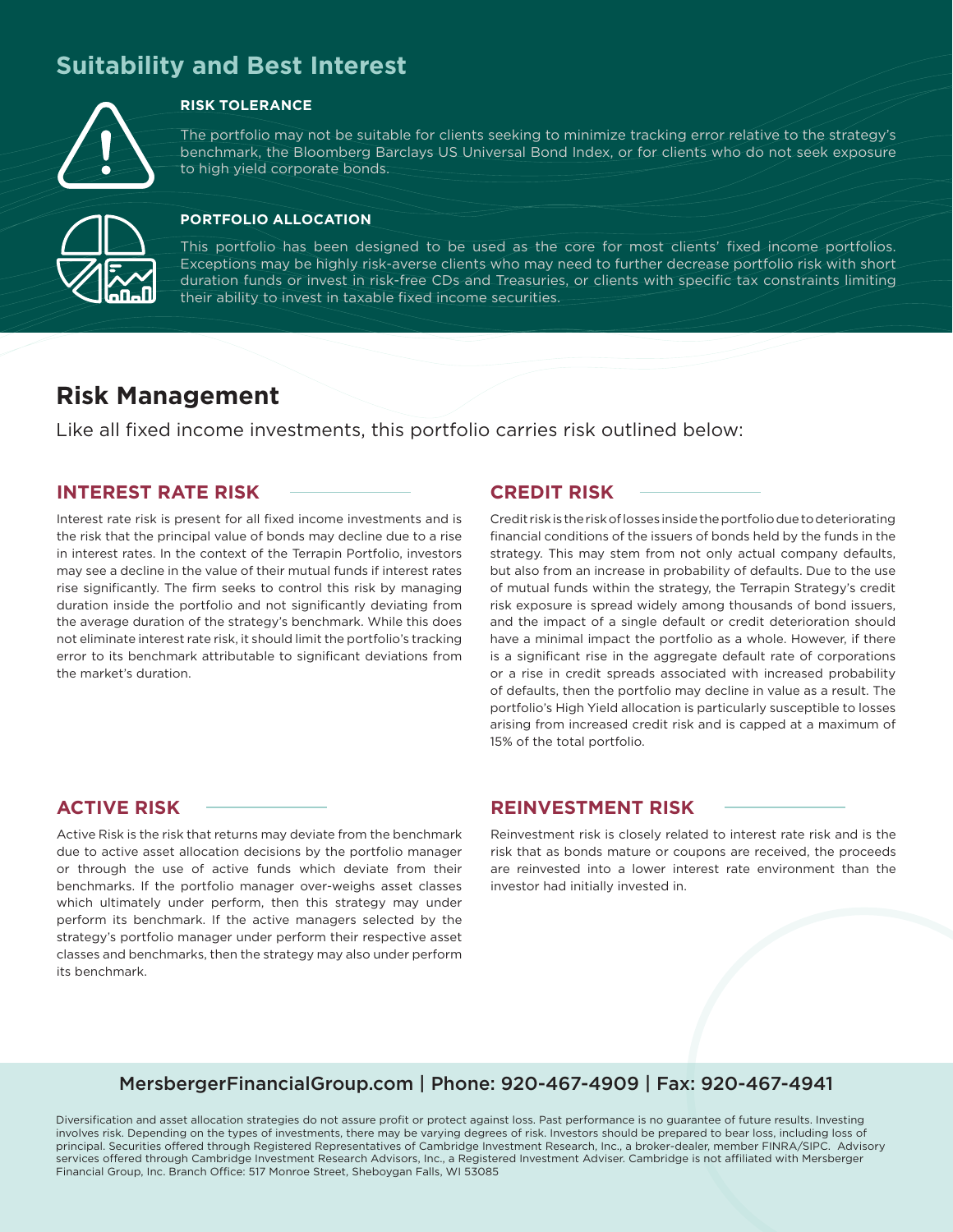## Suitability and Best Interest

### RISK TOLERANCE

The portfolio may not be suitable for clients seeking to minimize tracking error relative to the strategy's benchmark, the Bloomberg Barclays US Universal Bond Index, or for clients who do not seek exposure to high yield corporate bonds.

### PORTFOLIO ALLOCATION

This portfolio has been designed to be used as the core for most clients' fixed income portfolios. Exceptions may be highly risk-averse clients who may need to further decrease portfolio risk with short duration funds or invest in risk-free CDs and Treasuries, or clients with specific tax constraints limiting their ability to invest in taxable fixed income securities.

## Risk Management

Like all fixed income investments, this portfolio carries risk outlined below:

### INTEREST RATE RISK

Interest rate risk is present for all fixed income investments and is the risk that the principal value of bonds may decline due to a rise in interest rates. In the context of the Terrapin Portfolio, investors may see a decline in the value of their mutual funds if interest rates rise significantly. The firm seeks to control this risk by managing duration inside the portfolio and not significantly deviating from the average duration of the strategy's benchmark. While this does not eliminate interest rate risk, it should limit the portfolio's tracking error to its benchmark attributable to significant deviations from the market's duration.

### CREDIT RISK

Credit risk is the risk of losses inside the portfolio due to deteriorating financial conditions of the issuers of bonds held by the funds in the strategy. This may stem from not only actual company defaults, but also from an increase in probability of defaults. Due to the use of mutual funds within the strategy, the Terrapin Strategy's credit risk exposure is spread widely among thousands of bond issuers, and the impact of a single default or credit deterioration should have a minimal impact the portfolio as a whole. However, if there is a significant rise in the aggregate default rate of corporations or a rise in credit spreads associated with increased probability of defaults, then the portfolio may decline in value as a result. The portfolio's High Yield allocation is particularly susceptible to losses arising from increased credit risk and is capped at a maximum of 15% of the total portfolio.

### ACTIVE RISK

Active Risk is the risk that returns may deviate from the benchmark due to active asset allocation decisions by the portfolio manager or through the use of active funds which deviate from their benchmarks. If the portfolio manager over-weighs asset classes which ultimately under perform, then this strategy may under perform its benchmark. If the active managers selected by the strategy's portfolio manager under perform their respective asset classes and benchmarks, then the strategy may also under perform its benchmark.

### REINVESTMENT RISK

Reinvestment risk is closely related to interest rate risk and is the risk that as bonds mature or coupons are received, the proceeds are reinvested into a lower interest rate environment than the investor had initially invested in.

MersbergerFinancialGroup.com | Phone: 920-467-4909 | Fax: 920-467-4941

Diversification and asset allocation strategies do not assure profit or protect against loss. Past performance is no guarantee of future results. Investing involves risk. Depending on the types of investments, there may be varying degrees of risk. Investors should be prepared to bear loss, including loss of principal. Securities offered through Registered Representatives of Cambridge Investment Research, Inc., a broker-dealer, member FINRA/SIPC. Advisory services offered through Cambridge Investment Research Advisors, Inc., a Registered Investment Adviser. Cambridge is not affiliated with Mersberger Financial Group, Inc. Branch Office: 517 Monroe Street, Sheboygan Falls, WI 53085